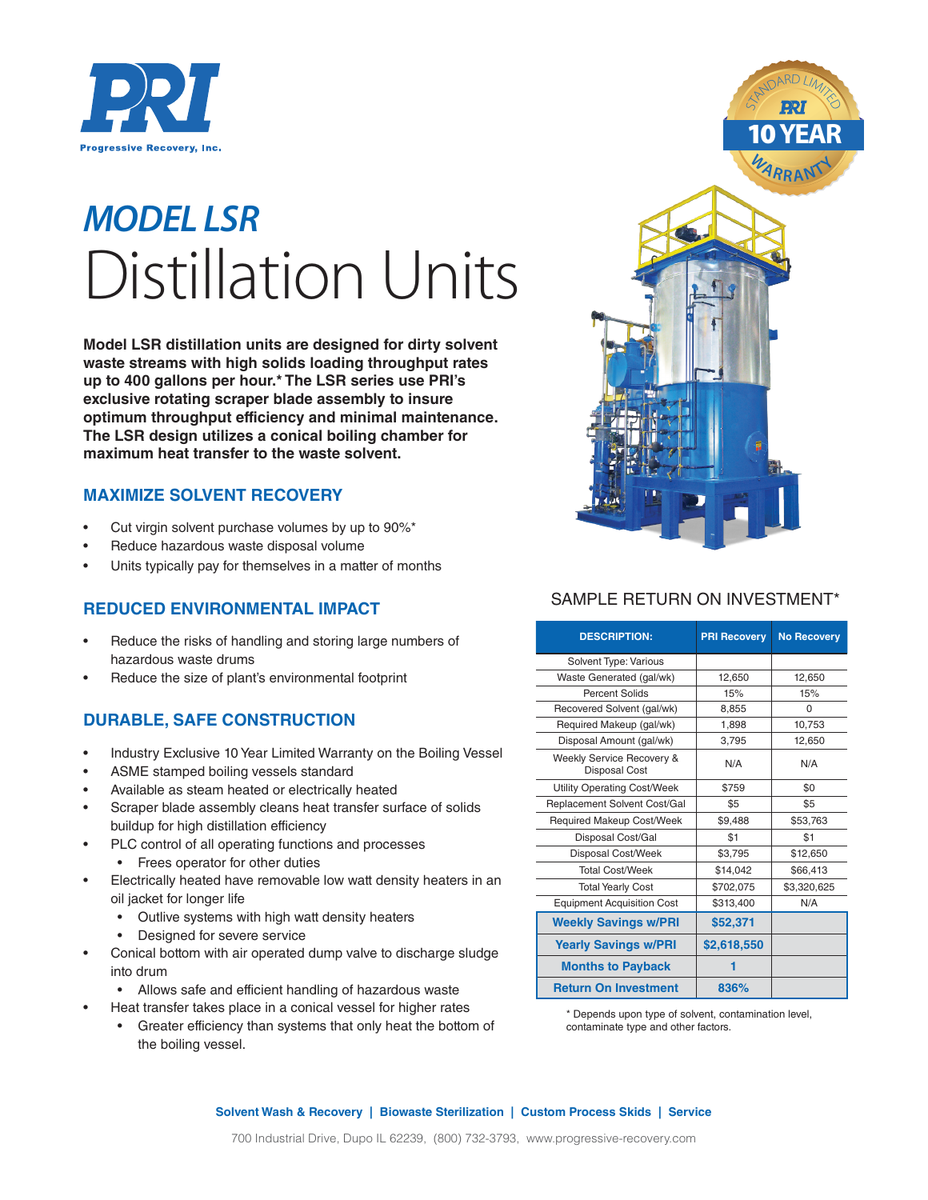Progressive Recovery, Inc.

STANDARD LIMITED 10 YEAR WARRANTY

# *MODEL LSR*

# Distillation Units

**Model LSR distillation units are designed for dirty solvent waste streams with high solids loading throughput rates up to 400 gallons per hour.* The LSR series use PRI's exclusive rotating scraper blade assembly to insure optimum throughput efficiency and minimal maintenance. The LSR design utilizes a conical boiling chamber for maximum heat transfer to the waste solvent.**

## MAXIMIZE SOLVENT RECOVERY

- Cut virgin solvent purchase volumes by up to 90%*
- Reduce hazardous waste disposal volume
- Units typically pay for themselves in a matter of months

## REDUCED ENVIRONMENTAL IMPACT

- Reduce the risks of handling and storing large numbers of hazardous waste drums
- Reduce the size of plant's environmental footprint

## DURABLE, SAFE CONSTRUCTION

- Industry Exclusive 10 Year Limited Warranty on the Boiling Vessel
- ASME stamped boiling vessels standard
- Available as steam heated or electrically heated
- Scraper blade assembly cleans heat transfer surface of solids buildup for high distillation efficiency
- PLC control of all operating functions and processes
  - Frees operator for other duties
- Electrically heated have removable low watt density heaters in an oil jacket for longer life
  - Outlive systems with high watt density heaters
  - Designed for severe service
- Conical bottom with air operated dump valve to discharge sludge into drum
  - Allows safe and efficient handling of hazardous waste
- Heat transfer takes place in a conical vessel for higher rates
  - Greater efficiency than systems that only heat the bottom of the boiling vessel.

## SAMPLE RETURN ON INVESTMENT*

| DESCRIPTION: | PRI Recovery | No Recovery |
|---|---|---|
| Solvent Type: Various | | |
| Waste Generated (gal/wk) | 12,650 | 12,650 |
| Percent Solids | 15% | 15% |
| Recovered Solvent (gal/wk) | 8,855 | 0 |
| Required Makeup (gal/wk) | 1,898 | 10,753 |
| Disposal Amount (gal/wk) | 3,795 | 12,650 |
| Weekly Service Recovery & Disposal Cost | N/A | N/A |
| Utility Operating Cost/Week | $759 | $0 |
| Replacement Solvent Cost/Gal | $5 | $5 |
| Required Makeup Cost/Week | $9,488 | $53,763 |
| Disposal Cost/Gal | $1 | $1 |
| Disposal Cost/Week | $3,795 | $12,650 |
| Total Cost/Week | $14,042 | $66,413 |
| Total Yearly Cost | $702,075 | $3,320,625 |
| Equipment Acquisition Cost | $313,400 | N/A |
| **Weekly Savings w/PRI** | **$52,371** | |
| **Yearly Savings w/PRI** | **$2,618,550** | |
| **Months to Payback** | **1** | |
| **Return On Investment** | **836%** | |

\* Depends upon type of solvent, contamination level, contaminate type and other factors.

**Solvent Wash & Recovery | Biowaste Sterilization | Custom Process Skids | Service**

700 Industrial Drive, Dupo IL 62239, (800) 732-3793, www.progressive-recovery.com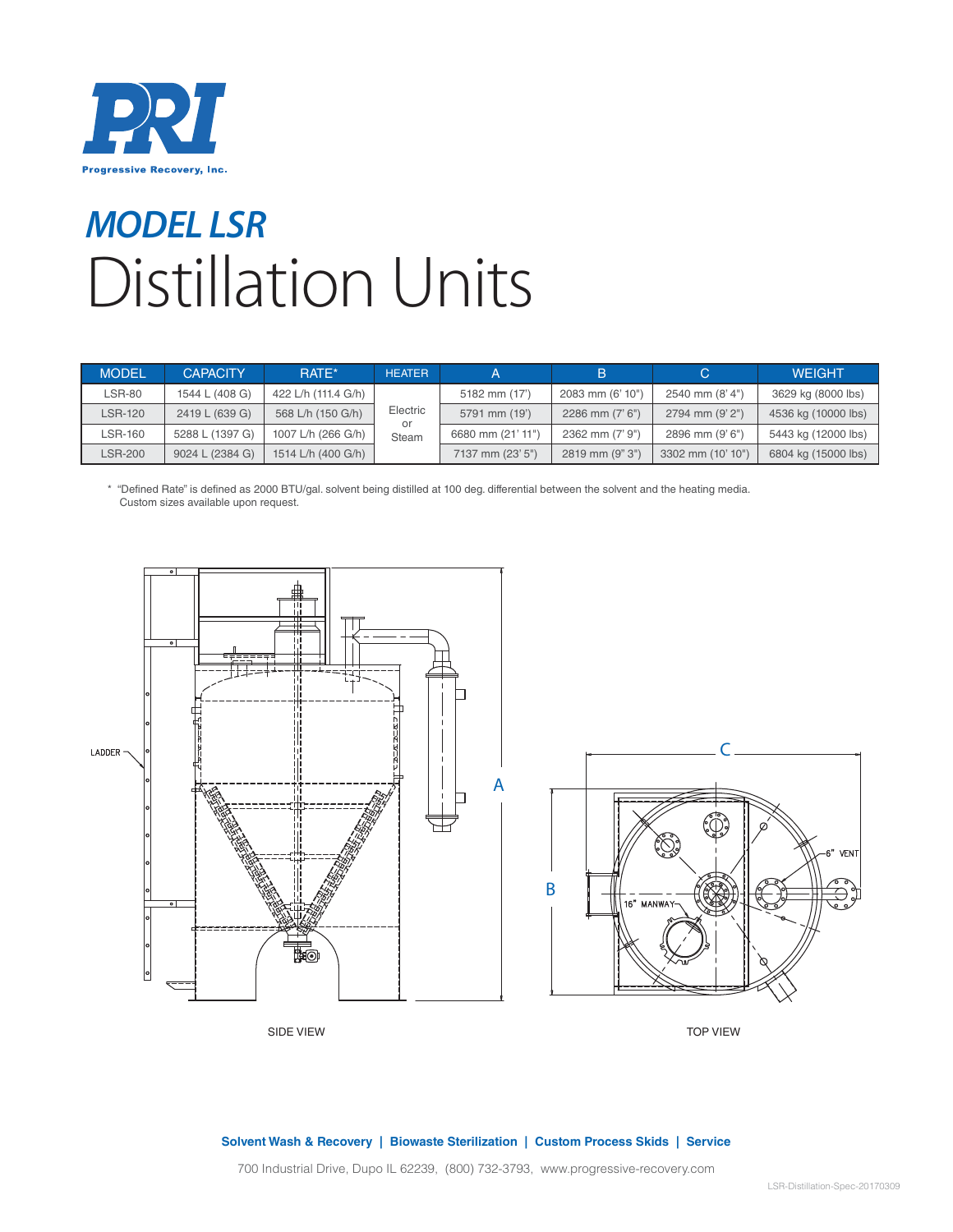**Progressive Recovery, Inc.**

# *MODEL LSR*

# Distillation Units

| MODEL | CAPACITY | RATE* | HEATER | A | B | C | WEIGHT |
|---|---|---|---|---|---|---|---|
| LSR-80 | 1544 L (408 G) | 422 L/h (111.4 G/h) | Electric or Steam | 5182 mm (17') | 2083 mm (6' 10") | 2540 mm (8' 4") | 3629 kg (8000 lbs) |
| LSR-120 | 2419 L (639 G) | 568 L/h (150 G/h) | | 5791 mm (19') | 2286 mm (7' 6") | 2794 mm (9' 2") | 4536 kg (10000 lbs) |
| LSR-160 | 5288 L (1397 G) | 1007 L/h (266 G/h) | | 6680 mm (21' 11") | 2362 mm (7' 9") | 2896 mm (9' 6") | 5443 kg (12000 lbs) |
| LSR-200 | 9024 L (2384 G) | 1514 L/h (400 G/h) | | 7137 mm (23' 5") | 2819 mm (9" 3") | 3302 mm (10' 10") | 6804 kg (15000 lbs) |

\* "Defined Rate" is defined as 2000 BTU/gal. solvent being distilled at 100 deg. differential between the solvent and the heating media.
Custom sizes available upon request.

LADDER

A

C

B

16" MANWAY

6" VENT

SIDE VIEW

TOP VIEW

**Solvent Wash & Recovery | Biowaste Sterilization | Custom Process Skids | Service**

700 Industrial Drive, Dupo IL 62239, (800) 732-3793, www.progressive-recovery.com

LSR-Distillation-Spec-20170309